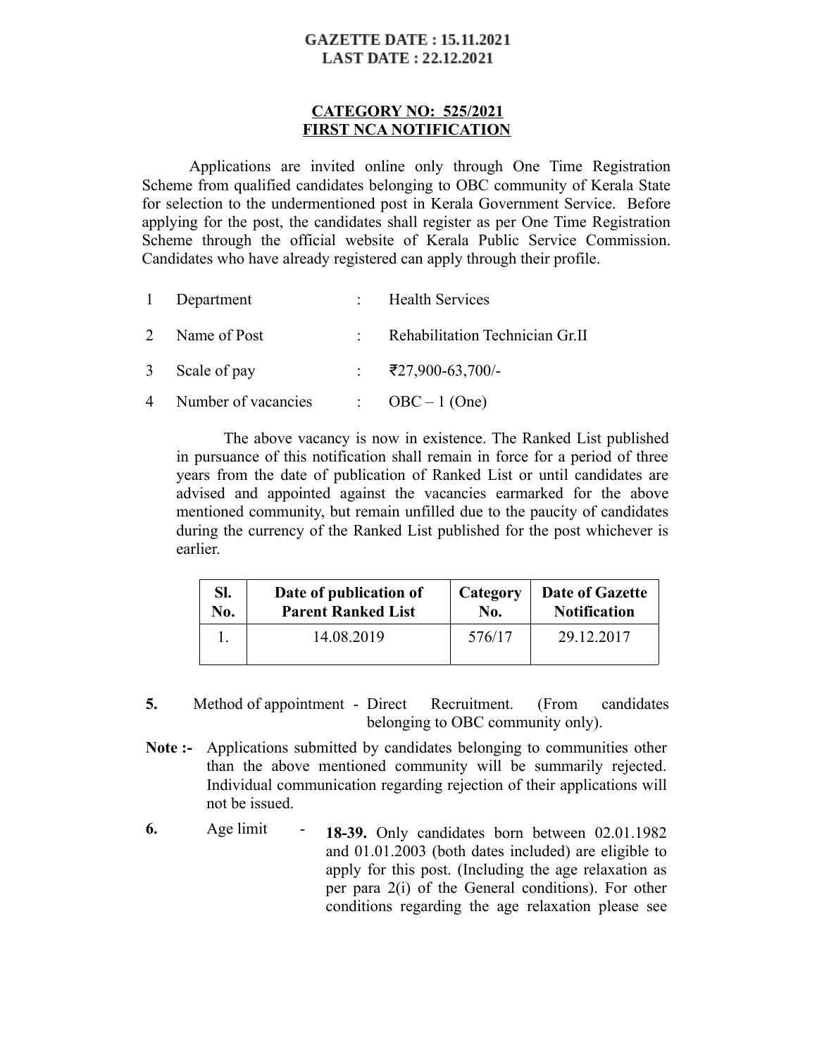**GAZETTE DATE : 15.11.2021**
**LAST DATE : 22.12.2021**

## CATEGORY NO: 525/2021
## FIRST NCA NOTIFICATION

Applications are invited online only through One Time Registration Scheme from qualified candidates belonging to OBC community of Kerala State for selection to the undermentioned post in Kerala Government Service. Before applying for the post, the candidates shall register as per One Time Registration Scheme through the official website of Kerala Public Service Commission. Candidates who have already registered can apply through their profile.

| | | | |
|---|---|---|---|
| 1 | Department | : | Health Services |
| 2 | Name of Post | : | Rehabilitation Technician Gr.II |
| 3 | Scale of pay | : | ₹27,900-63,700/- |
| 4 | Number of vacancies | : | OBC – 1 (One) |

The above vacancy is now in existence. The Ranked List published in pursuance of this notification shall remain in force for a period of three years from the date of publication of Ranked List or until candidates are advised and appointed against the vacancies earmarked for the above mentioned community, but remain unfilled due to the paucity of candidates during the currency of the Ranked List published for the post whichever is earlier.

| Sl. No. | Date of publication of Parent Ranked List | Category No. | Date of Gazette Notification |
|---|---|---|---|
| 1. | 14.08.2019 | 576/17 | 29.12.2017 |

**5.** Method of appointment - Direct Recruitment. (From candidates belonging to OBC community only).

**Note :-** Applications submitted by candidates belonging to communities other than the above mentioned community will be summarily rejected. Individual communication regarding rejection of their applications will not be issued.

**6.** Age limit - **18-39.** Only candidates born between 02.01.1982 and 01.01.2003 (both dates included) are eligible to apply for this post. (Including the age relaxation as per para 2(i) of the General conditions). For other conditions regarding the age relaxation please see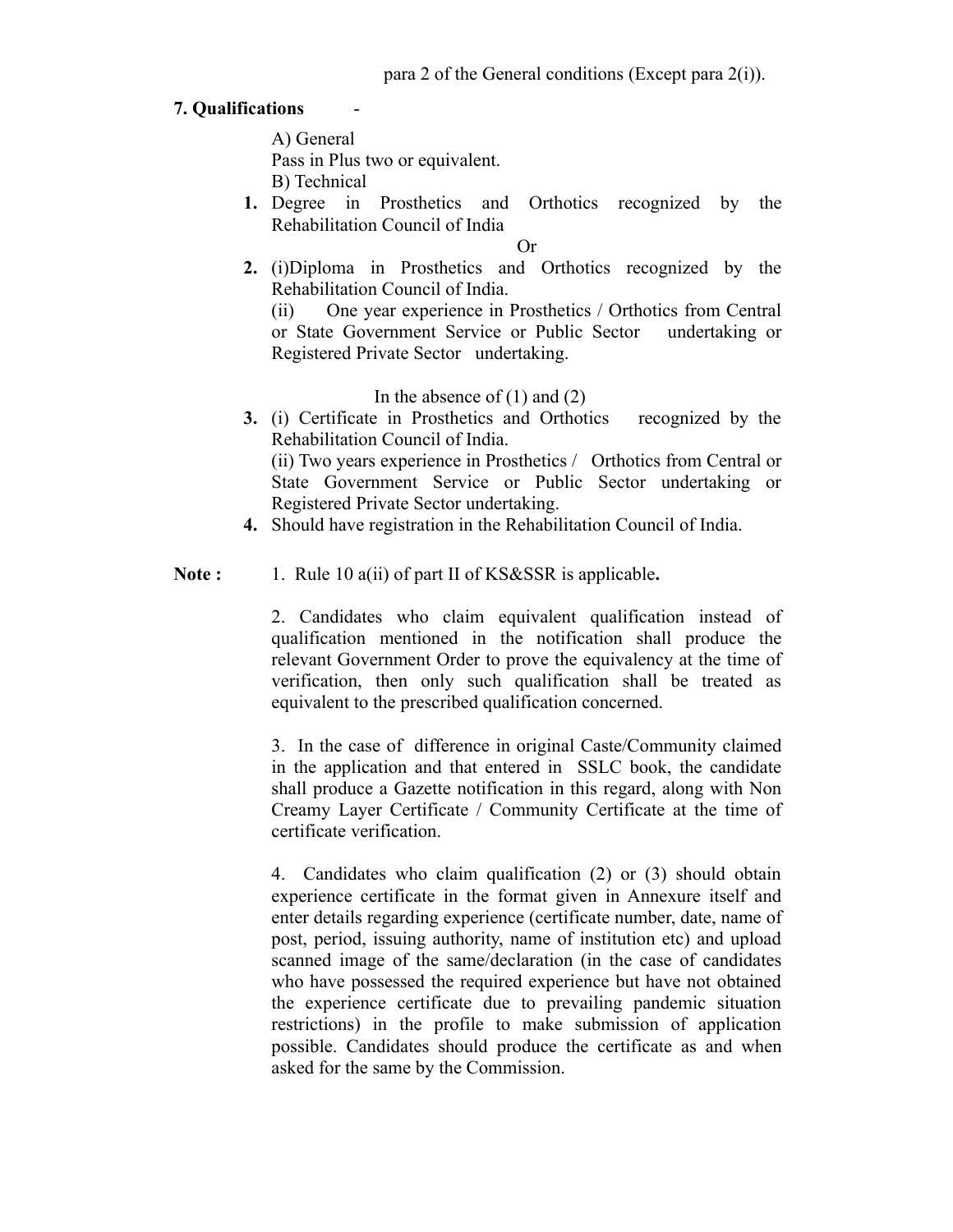para 2 of the General conditions (Except para 2(i)).

**7. Qualifications** -

A) General

Pass in Plus two or equivalent.

B) Technical

1. Degree in Prosthetics and Orthotics recognized by the Rehabilitation Council of India

   Or

2. (i)Diploma in Prosthetics and Orthotics recognized by the Rehabilitation Council of India.

   (ii) One year experience in Prosthetics / Orthotics from Central or State Government Service or Public Sector undertaking or Registered Private Sector undertaking.

   In the absence of (1) and (2)

3. (i) Certificate in Prosthetics and Orthotics recognized by the Rehabilitation Council of India.

   (ii) Two years experience in Prosthetics / Orthotics from Central or State Government Service or Public Sector undertaking or Registered Private Sector undertaking.

4. Should have registration in the Rehabilitation Council of India.

**Note :**

1. Rule 10 a(ii) of part II of KS&SSR is applicable**.**

2. Candidates who claim equivalent qualification instead of qualification mentioned in the notification shall produce the relevant Government Order to prove the equivalency at the time of verification, then only such qualification shall be treated as equivalent to the prescribed qualification concerned.

3. In the case of difference in original Caste/Community claimed in the application and that entered in SSLC book, the candidate shall produce a Gazette notification in this regard, along with Non Creamy Layer Certificate / Community Certificate at the time of certificate verification.

4. Candidates who claim qualification (2) or (3) should obtain experience certificate in the format given in Annexure itself and enter details regarding experience (certificate number, date, name of post, period, issuing authority, name of institution etc) and upload scanned image of the same/declaration (in the case of candidates who have possessed the required experience but have not obtained the experience certificate due to prevailing pandemic situation restrictions) in the profile to make submission of application possible. Candidates should produce the certificate as and when asked for the same by the Commission.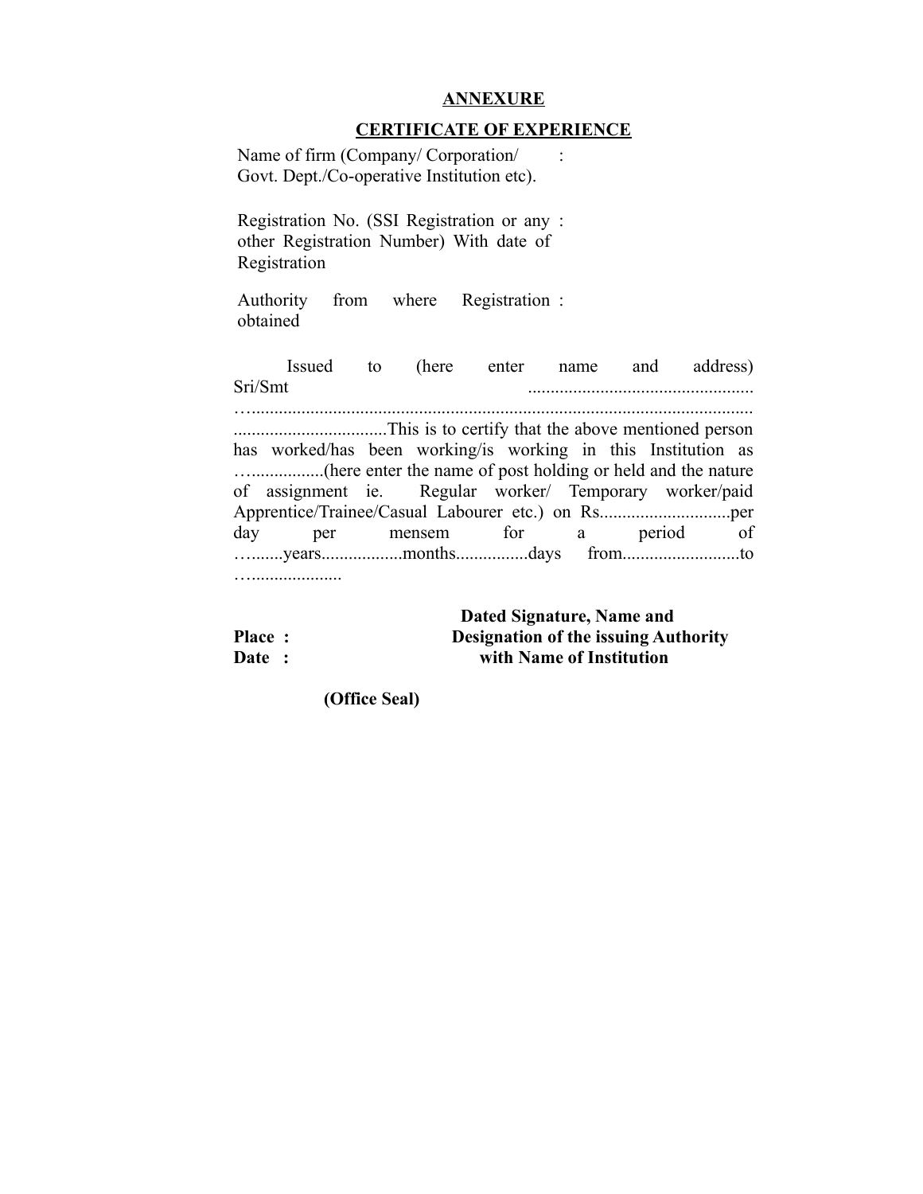# ANNEXURE

## CERTIFICATE OF EXPERIENCE

Name of firm (Company/ Corporation/ Govt. Dept./Co-operative Institution etc). :

Registration No. (SSI Registration or any other Registration Number) With date of Registration :

Authority from where Registration obtained :

Issued to (here enter name and address) Sri/Smt ................................................. …............................................................................................................... .................................This is to certify that the above mentioned person has worked/has been working/is working in this Institution as …...............(here enter the name of post holding or held and the nature of assignment ie. Regular worker/ Temporary worker/paid Apprentice/Trainee/Casual Labourer etc.) on Rs............................per day per mensem for a period of …......years.................months................days from..........................to …...................

**Place :**

**Date :**

**Dated Signature, Name and Designation of the issuing Authority with Name of Institution**

**(Office Seal)**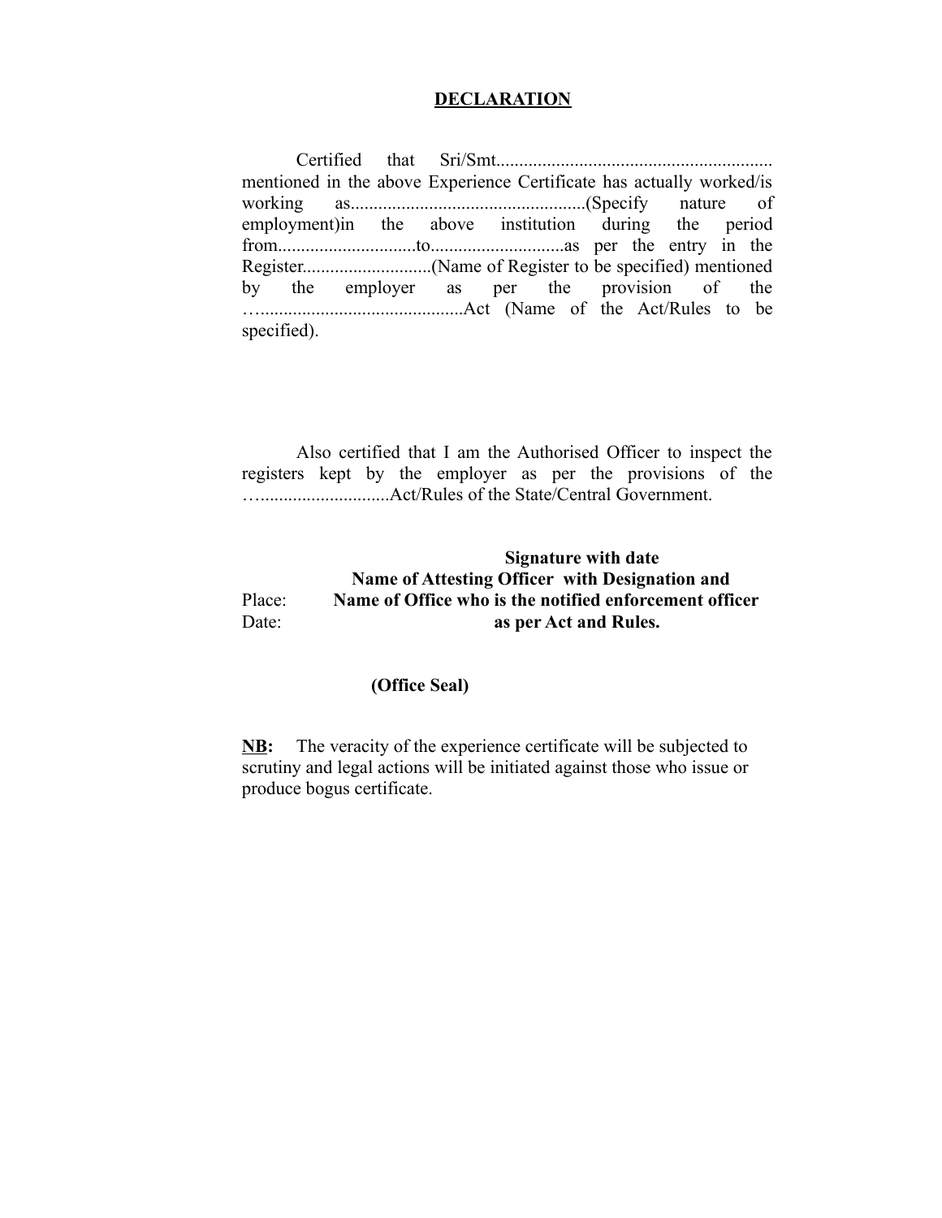# DECLARATION

Certified that Sri/Smt............................................................ mentioned in the above Experience Certificate has actually worked/is working as...................................................(Specify nature of employment)in the above institution during the period from..............................to.............................as per the entry in the Register............................(Name of Register to be specified) mentioned by the employer as per the provision of the …............................................Act (Name of the Act/Rules to be specified).

Also certified that I am the Authorised Officer to inspect the registers kept by the employer as per the provisions of the …...........................Act/Rules of the State/Central Government.

**Signature with date**
**Name of Attesting Officer with Designation and**
**Name of Office who is the notified enforcement officer as per Act and Rules.**

Place:
Date:

**(Office Seal)**

**NB:** The veracity of the experience certificate will be subjected to scrutiny and legal actions will be initiated against those who issue or produce bogus certificate.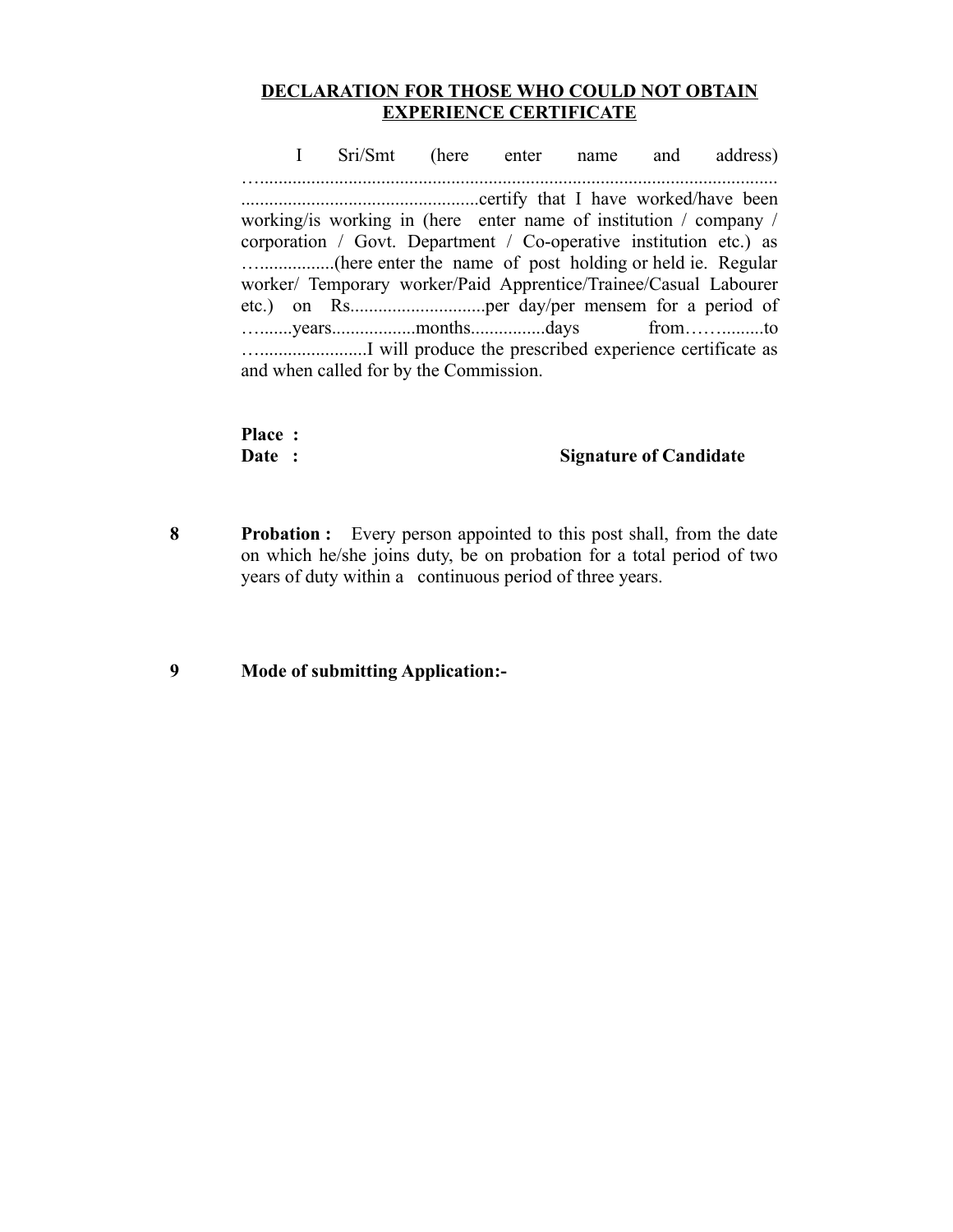## DECLARATION FOR THOSE WHO COULD NOT OBTAIN EXPERIENCE CERTIFICATE

I Sri/Smt (here enter name and address) …............................................................................................................. ...................................................certify that I have worked/have been working/is working in (here enter name of institution / company / corporation / Govt. Department / Co-operative institution etc.) as …................(here enter the name of post holding or held ie. Regular worker/ Temporary worker/Paid Apprentice/Trainee/Casual Labourer etc.) on Rs.............................per day/per mensem for a period of …......years.................months................days from……..........to …......................I will produce the prescribed experience certificate as and when called for by the Commission.

**Place :**
**Date :** **Signature of Candidate**

8 **Probation :** Every person appointed to this post shall, from the date on which he/she joins duty, be on probation for a total period of two years of duty within a continuous period of three years.

9 **Mode of submitting Application:-**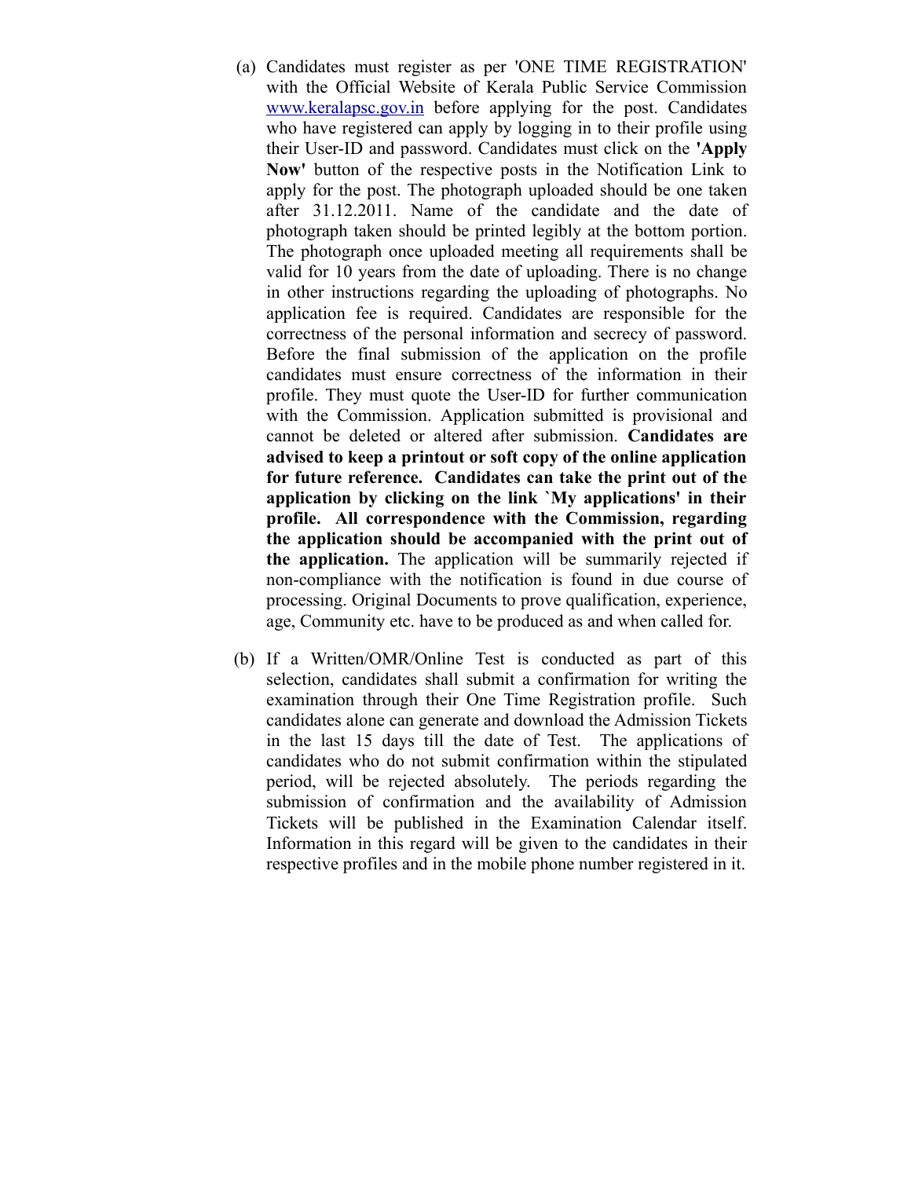(a) Candidates must register as per 'ONE TIME REGISTRATION' with the Official Website of Kerala Public Service Commission www.keralapsc.gov.in before applying for the post. Candidates who have registered can apply by logging in to their profile using their User-ID and password. Candidates must click on the **'Apply Now'** button of the respective posts in the Notification Link to apply for the post. The photograph uploaded should be one taken after 31.12.2011. Name of the candidate and the date of photograph taken should be printed legibly at the bottom portion. The photograph once uploaded meeting all requirements shall be valid for 10 years from the date of uploading. There is no change in other instructions regarding the uploading of photographs. No application fee is required. Candidates are responsible for the correctness of the personal information and secrecy of password. Before the final submission of the application on the profile candidates must ensure correctness of the information in their profile. They must quote the User-ID for further communication with the Commission. Application submitted is provisional and cannot be deleted or altered after submission. **Candidates are advised to keep a printout or soft copy of the online application for future reference. Candidates can take the print out of the application by clicking on the link `My applications' in their profile. All correspondence with the Commission, regarding the application should be accompanied with the print out of the application.** The application will be summarily rejected if non-compliance with the notification is found in due course of processing. Original Documents to prove qualification, experience, age, Community etc. have to be produced as and when called for.

(b) If a Written/OMR/Online Test is conducted as part of this selection, candidates shall submit a confirmation for writing the examination through their One Time Registration profile. Such candidates alone can generate and download the Admission Tickets in the last 15 days till the date of Test. The applications of candidates who do not submit confirmation within the stipulated period, will be rejected absolutely. The periods regarding the submission of confirmation and the availability of Admission Tickets will be published in the Examination Calendar itself. Information in this regard will be given to the candidates in their respective profiles and in the mobile phone number registered in it.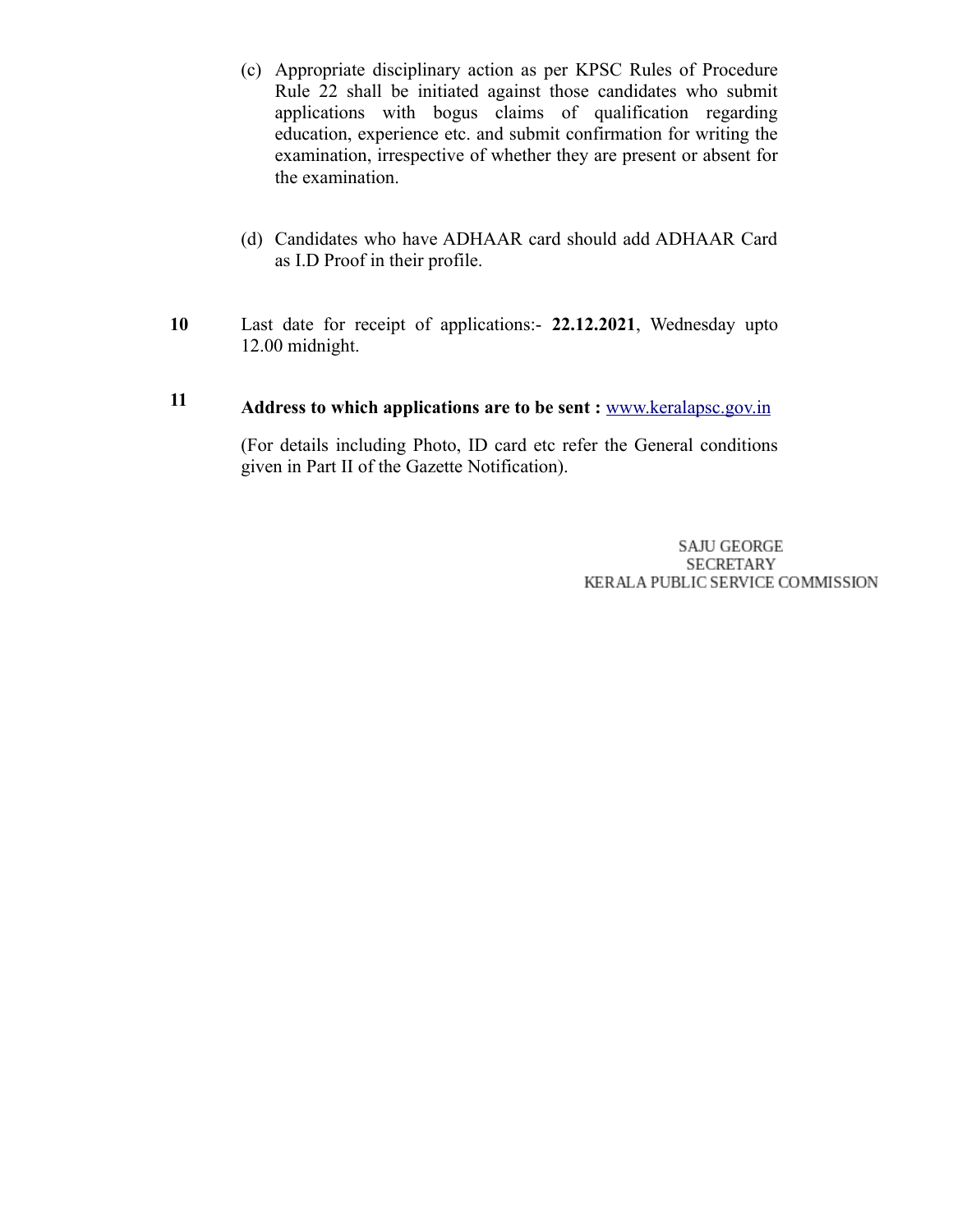(c) Appropriate disciplinary action as per KPSC Rules of Procedure Rule 22 shall be initiated against those candidates who submit applications with bogus claims of qualification regarding education, experience etc. and submit confirmation for writing the examination, irrespective of whether they are present or absent for the examination.

(d) Candidates who have ADHAAR card should add ADHAAR Card as I.D Proof in their profile.

**10** Last date for receipt of applications:- **22.12.2021**, Wednesday upto 12.00 midnight.

**11** **Address to which applications are to be sent :** www.keralapsc.gov.in

(For details including Photo, ID card etc refer the General conditions given in Part II of the Gazette Notification).

SAJU GEORGE
SECRETARY
KERALA PUBLIC SERVICE COMMISSION